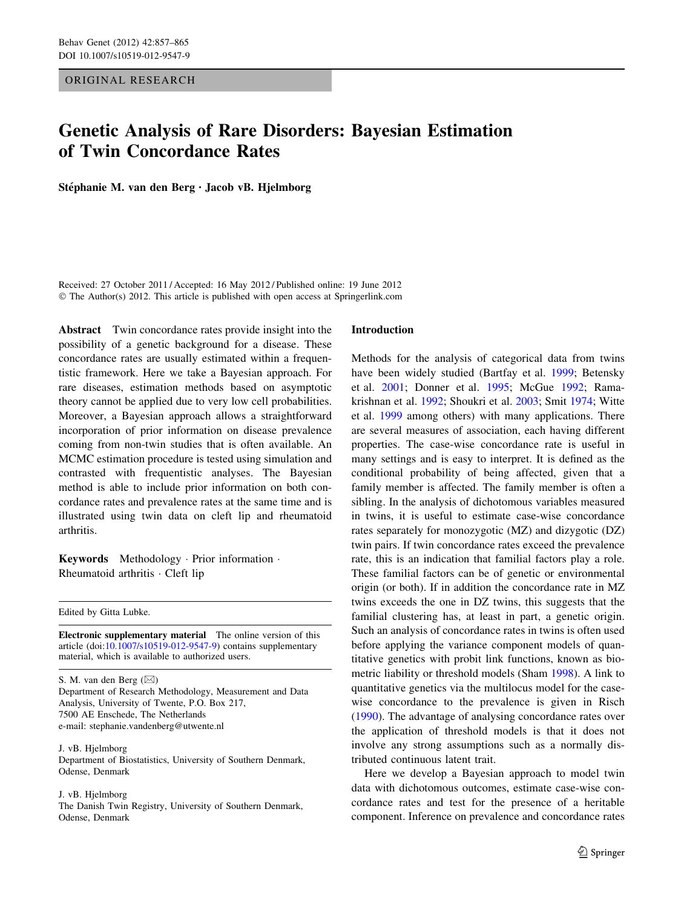ORIGINAL RESEARCH

# Genetic Analysis of Rare Disorders: Bayesian Estimation of Twin Concordance Rates

**Stéphanie M. van den Berg · Jacob vB. Hjelmborg**

Received: 27 October 2011 / Accepted: 16 May 2012 / Published online: 19 June 2012
© The Author(s) 2012. This article is published with open access at Springerlink.com

**Abstract** Twin concordance rates provide insight into the possibility of a genetic background for a disease. These concordance rates are usually estimated within a frequentistic framework. Here we take a Bayesian approach. For rare diseases, estimation methods based on asymptotic theory cannot be applied due to very low cell probabilities. Moreover, a Bayesian approach allows a straightforward incorporation of prior information on disease prevalence coming from non-twin studies that is often available. An MCMC estimation procedure is tested using simulation and contrasted with frequentistic analyses. The Bayesian method is able to include prior information on both concordance rates and prevalence rates at the same time and is illustrated using twin data on cleft lip and rheumatoid arthritis.

**Keywords** Methodology · Prior information · Rheumatoid arthritis · Cleft lip

Edited by Gitta Lubke.

**Electronic supplementary material** The online version of this article (doi:10.1007/s10519-012-9547-9) contains supplementary material, which is available to authorized users.

S. M. van den Berg (✉)
Department of Research Methodology, Measurement and Data Analysis, University of Twente, P.O. Box 217, 7500 AE Enschede, The Netherlands
e-mail: stephanie.vandenberg@utwente.nl

J. vB. Hjelmborg
Department of Biostatistics, University of Southern Denmark, Odense, Denmark

J. vB. Hjelmborg
The Danish Twin Registry, University of Southern Denmark, Odense, Denmark

## Introduction

Methods for the analysis of categorical data from twins have been widely studied (Bartfay et al. 1999; Betensky et al. 2001; Donner et al. 1995; McGue 1992; Ramakrishnan et al. 1992; Shoukri et al. 2003; Smit 1974; Witte et al. 1999 among others) with many applications. There are several measures of association, each having different properties. The case-wise concordance rate is useful in many settings and is easy to interpret. It is defined as the conditional probability of being affected, given that a family member is affected. The family member is often a sibling. In the analysis of dichotomous variables measured in twins, it is useful to estimate case-wise concordance rates separately for monozygotic (MZ) and dizygotic (DZ) twin pairs. If twin concordance rates exceed the prevalence rate, this is an indication that familial factors play a role. These familial factors can be of genetic or environmental origin (or both). If in addition the concordance rate in MZ twins exceeds the one in DZ twins, this suggests that the familial clustering has, at least in part, a genetic origin. Such an analysis of concordance rates in twins is often used before applying the variance component models of quantitative genetics with probit link functions, known as biometric liability or threshold models (Sham 1998). A link to quantitative genetics via the multilocus model for the case-wise concordance to the prevalence is given in Risch (1990). The advantage of analysing concordance rates over the application of threshold models is that it does not involve any strong assumptions such as a normally distributed continuous latent trait.

Here we develop a Bayesian approach to model twin data with dichotomous outcomes, estimate case-wise concordance rates and test for the presence of a heritable component. Inference on prevalence and concordance rates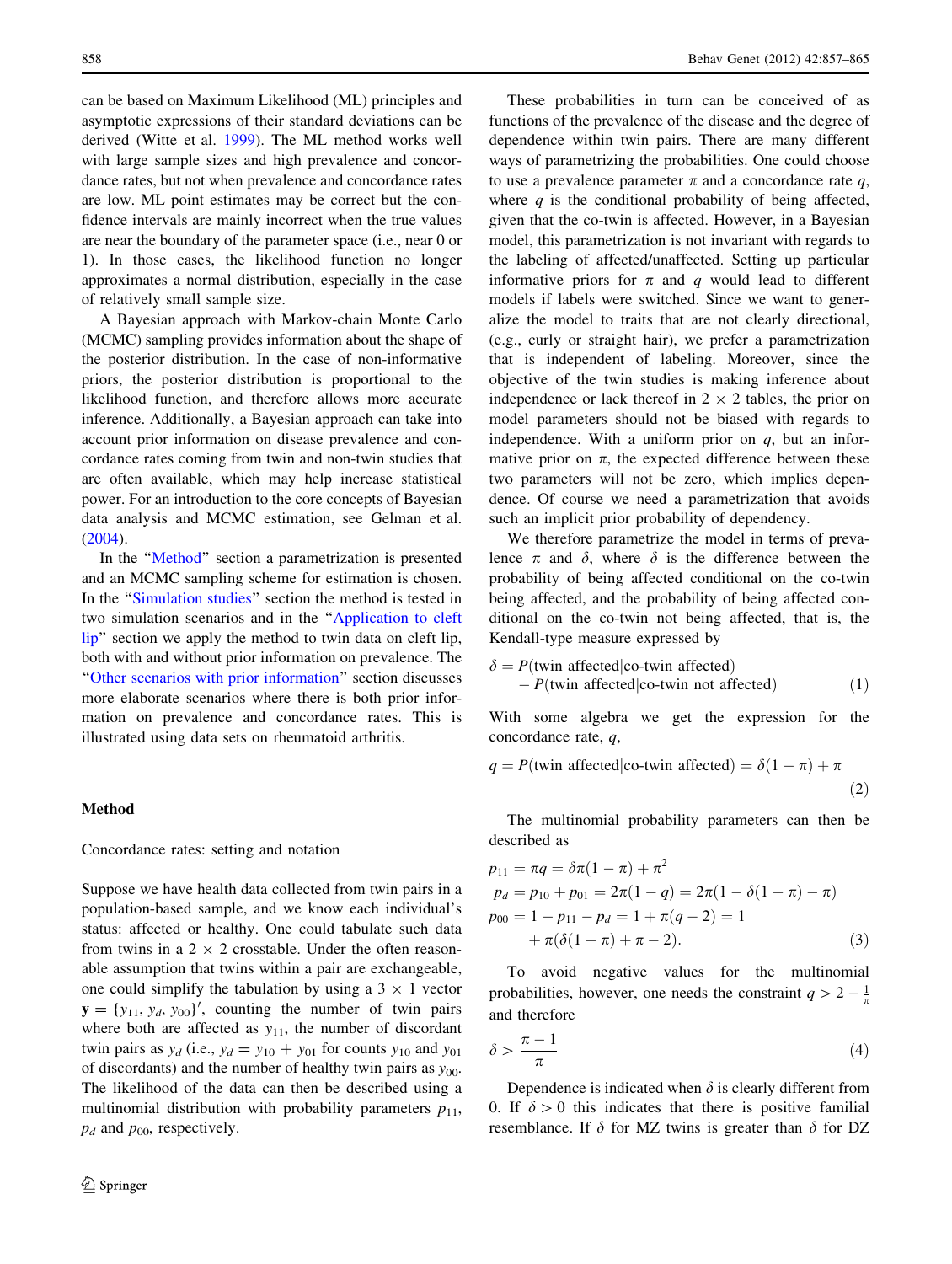can be based on Maximum Likelihood (ML) principles and asymptotic expressions of their standard deviations can be derived (Witte et al. 1999). The ML method works well with large sample sizes and high prevalence and concordance rates, but not when prevalence and concordance rates are low. ML point estimates may be correct but the confidence intervals are mainly incorrect when the true values are near the boundary of the parameter space (i.e., near 0 or 1). In those cases, the likelihood function no longer approximates a normal distribution, especially in the case of relatively small sample size.

A Bayesian approach with Markov-chain Monte Carlo (MCMC) sampling provides information about the shape of the posterior distribution. In the case of non-informative priors, the posterior distribution is proportional to the likelihood function, and therefore allows more accurate inference. Additionally, a Bayesian approach can take into account prior information on disease prevalence and concordance rates coming from twin and non-twin studies that are often available, which may help increase statistical power. For an introduction to the core concepts of Bayesian data analysis and MCMC estimation, see Gelman et al. (2004).

In the "Method" section a parametrization is presented and an MCMC sampling scheme for estimation is chosen. In the "Simulation studies" section the method is tested in two simulation scenarios and in the "Application to cleft lip" section we apply the method to twin data on cleft lip, both with and without prior information on prevalence. The "Other scenarios with prior information" section discusses more elaborate scenarios where there is both prior information on prevalence and concordance rates. This is illustrated using data sets on rheumatoid arthritis.

## Method

### Concordance rates: setting and notation

Suppose we have health data collected from twin pairs in a population-based sample, and we know each individual's status: affected or healthy. One could tabulate such data from twins in a $2 \times 2$ crosstable. Under the often reasonable assumption that twins within a pair are exchangeable, one could simplify the tabulation by using a $3 \times 1$ vector $\mathbf{y} = \{y_{11}, y_d, y_{00}\}'$, counting the number of twin pairs where both are affected as $y_{11}$, the number of discordant twin pairs as $y_d$ (i.e., $y_d = y_{10} + y_{01}$ for counts $y_{10}$ and $y_{01}$ of discordants) and the number of healthy twin pairs as $y_{00}$. The likelihood of the data can then be described using a multinomial distribution with probability parameters $p_{11}$, $p_d$ and $p_{00}$, respectively.

These probabilities in turn can be conceived of as functions of the prevalence of the disease and the degree of dependence within twin pairs. There are many different ways of parametrizing the probabilities. One could choose to use a prevalence parameter $\pi$ and a concordance rate $q$, where $q$ is the conditional probability of being affected, given that the co-twin is affected. However, in a Bayesian model, this parametrization is not invariant with regards to the labeling of affected/unaffected. Setting up particular informative priors for $\pi$ and $q$ would lead to different models if labels were switched. Since we want to generalize the model to traits that are not clearly directional, (e.g., curly or straight hair), we prefer a parametrization that is independent of labeling. Moreover, since the objective of the twin studies is making inference about independence or lack thereof in $2 \times 2$ tables, the prior on model parameters should not be biased with regards to independence. With a uniform prior on $q$, but an informative prior on $\pi$, the expected difference between these two parameters will not be zero, which implies dependence. Of course we need a parametrization that avoids such an implicit prior probability of dependency.

We therefore parametrize the model in terms of prevalence $\pi$ and $\delta$, where $\delta$ is the difference between the probability of being affected conditional on the co-twin being affected, and the probability of being affected conditional on the co-twin not being affected, that is, the Kendall-type measure expressed by

$$\delta = P(\text{twin affected}|\text{co-twin affected}) - P(\text{twin affected}|\text{co-twin not affected}) \tag{1}$$

With some algebra we get the expression for the concordance rate, $q$,

$$q = P(\text{twin affected}|\text{co-twin affected}) = \delta(1-\pi) + \pi \tag{2}$$

The multinomial probability parameters can then be described as

$$\begin{aligned}
p_{11} &= \pi q = \delta\pi(1-\pi) + \pi^2 \\
p_d &= p_{10} + p_{01} = 2\pi(1-q) = 2\pi(1-\delta(1-\pi)-\pi) \\
p_{00} &= 1 - p_{11} - p_d = 1 + \pi(q-2) = 1 \\
&\quad + \pi(\delta(1-\pi)+\pi-2).
\end{aligned} \tag{3}$$

To avoid negative values for the multinomial probabilities, however, one needs the constraint $q > 2 - \frac{1}{\pi}$ and therefore

$$\delta > \frac{\pi - 1}{\pi} \tag{4}$$

Dependence is indicated when $\delta$ is clearly different from 0. If $\delta > 0$ this indicates that there is positive familial resemblance. If $\delta$ for MZ twins is greater than $\delta$ for DZ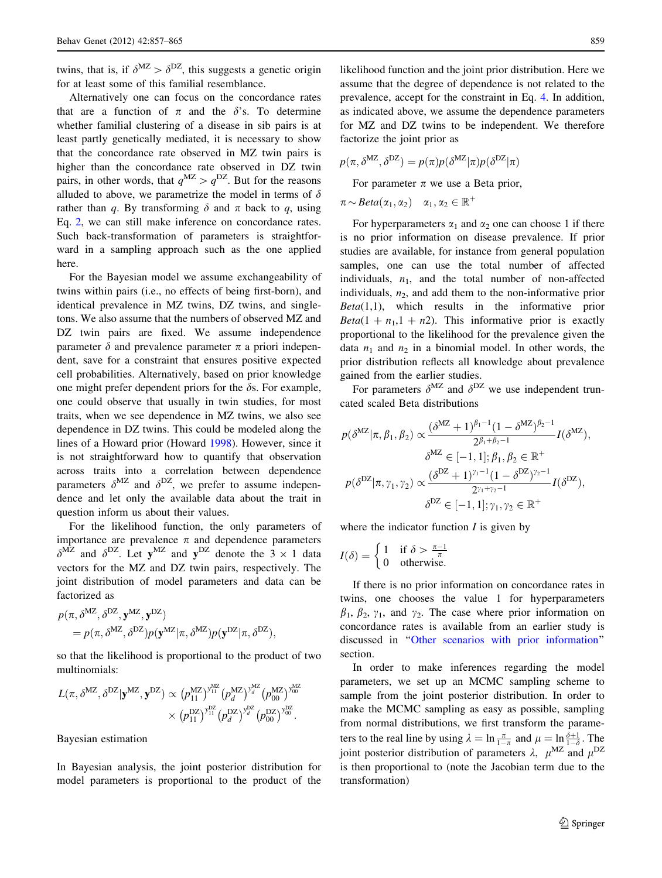twins, that is, if $\delta^{MZ} > \delta^{DZ}$, this suggests a genetic origin for at least some of this familial resemblance.

Alternatively one can focus on the concordance rates that are a function of $\pi$ and the $\delta$'s. To determine whether familial clustering of a disease in sib pairs is at least partly genetically mediated, it is necessary to show that the concordance rate observed in MZ twin pairs is higher than the concordance rate observed in DZ twin pairs, in other words, that $q^{MZ} > q^{DZ}$. But for the reasons alluded to above, we parametrize the model in terms of $\delta$ rather than $q$. By transforming $\delta$ and $\pi$ back to $q$, using Eq. 2, we can still make inference on concordance rates. Such back-transformation of parameters is straightforward in a sampling approach such as the one applied here.

For the Bayesian model we assume exchangeability of twins within pairs (i.e., no effects of being first-born), and identical prevalence in MZ twins, DZ twins, and singletons. We also assume that the numbers of observed MZ and DZ twin pairs are fixed. We assume independence parameter $\delta$ and prevalence parameter $\pi$ a priori independent, save for a constraint that ensures positive expected cell probabilities. Alternatively, based on prior knowledge one might prefer dependent priors for the $\delta$s. For example, one could observe that usually in twin studies, for most traits, when we see dependence in MZ twins, we also see dependence in DZ twins. This could be modeled along the lines of a Howard prior (Howard 1998). However, since it is not straightforward how to quantify that observation across traits into a correlation between dependence parameters $\delta^{MZ}$ and $\delta^{DZ}$, we prefer to assume independence and let only the available data about the trait in question inform us about their values.

For the likelihood function, the only parameters of importance are prevalence $\pi$ and dependence parameters $\delta^{MZ}$ and $\delta^{DZ}$. Let $\mathbf{y}^{MZ}$ and $\mathbf{y}^{DZ}$ denote the $3 \times 1$ data vectors for the MZ and DZ twin pairs, respectively. The joint distribution of model parameters and data can be factorized as

$$
\begin{aligned}
&p(\pi, \delta^{MZ}, \delta^{DZ}, \mathbf{y}^{MZ}, \mathbf{y}^{DZ}) \\
&\quad = p(\pi, \delta^{MZ}, \delta^{DZ}) p(\mathbf{y}^{MZ}|\pi, \delta^{MZ}) p(\mathbf{y}^{DZ}|\pi, \delta^{DZ}),
\end{aligned}
$$

so that the likelihood is proportional to the product of two multinomials:

$$
\begin{aligned}
L(\pi, \delta^{MZ}, \delta^{DZ}|\mathbf{y}^{MZ}, \mathbf{y}^{DZ}) \propto & \left(p_{11}^{MZ}\right)^{y_{11}^{MZ}} \left(p_{d}^{MZ}\right)^{y_{d}^{MZ}} \left(p_{00}^{MZ}\right)^{y_{00}^{MZ}} \\
& \times \left(p_{11}^{DZ}\right)^{y_{11}^{DZ}} \left(p_{d}^{DZ}\right)^{y_{d}^{DZ}} \left(p_{00}^{DZ}\right)^{y_{00}^{DZ}}.
\end{aligned}
$$

## Bayesian estimation

In Bayesian analysis, the joint posterior distribution for model parameters is proportional to the product of the likelihood function and the joint prior distribution. Here we assume that the degree of dependence is not related to the prevalence, accept for the constraint in Eq. 4. In addition, as indicated above, we assume the dependence parameters for MZ and DZ twins to be independent. We therefore factorize the joint prior as

$$
p(\pi, \delta^{MZ}, \delta^{DZ}) = p(\pi) p(\delta^{MZ}|\pi) p(\delta^{DZ}|\pi)
$$

For parameter $\pi$ we use a Beta prior,

$$
\pi \sim Beta(\alpha_1, \alpha_2) \quad \alpha_1, \alpha_2 \in \mathbb{R}^+
$$

For hyperparameters $\alpha_1$ and $\alpha_2$ one can choose 1 if there is no prior information on disease prevalence. If prior studies are available, for instance from general population samples, one can use the total number of affected individuals, $n_1$, and the total number of non-affected individuals, $n_2$, and add them to the non-informative prior $Beta(1,1)$, which results in the informative prior $Beta(1 + n_1, 1 + n2)$. This informative prior is exactly proportional to the likelihood for the prevalence given the data $n_1$ and $n_2$ in a binomial model. In other words, the prior distribution reflects all knowledge about prevalence gained from the earlier studies.

For parameters $\delta^{MZ}$ and $\delta^{DZ}$ we use independent truncated scaled Beta distributions

$$
p(\delta^{MZ}|\pi, \beta_1, \beta_2) \propto \frac{(\delta^{MZ} + 1)^{\beta_1 - 1}(1 - \delta^{MZ})^{\beta_2 - 1}}{2^{\beta_1 + \beta_2 - 1}} I(\delta^{MZ}),
$$

$$
\delta^{MZ} \in [-1, 1]; \beta_1, \beta_2 \in \mathbb{R}^+
$$

$$
p(\delta^{DZ}|\pi, \gamma_1, \gamma_2) \propto \frac{(\delta^{DZ} + 1)^{\gamma_1 - 1}(1 - \delta^{DZ})^{\gamma_2 - 1}}{2^{\gamma_1 + \gamma_2 - 1}} I(\delta^{DZ}),
$$

$$
\delta^{DZ} \in [-1, 1]; \gamma_1, \gamma_2 \in \mathbb{R}^+
$$

where the indicator function $I$ is given by

$$
I(\delta) = \begin{cases} 1 & \text{if } \delta > \frac{\pi - 1}{\pi} \\ 0 & \text{otherwise.} \end{cases}
$$

If there is no prior information on concordance rates in twins, one chooses the value 1 for hyperparameters $\beta_1$, $\beta_2$, $\gamma_1$, and $\gamma_2$. The case where prior information on concordance rates is available from an earlier study is discussed in "Other scenarios with prior information" section.

In order to make inferences regarding the model parameters, we set up an MCMC sampling scheme to sample from the joint posterior distribution. In order to make the MCMC sampling as easy as possible, sampling from normal distributions, we first transform the parameters to the real line by using $\lambda = \ln \frac{\pi}{1-\pi}$ and $\mu = \ln \frac{\delta+1}{1-\delta}$. The joint posterior distribution of parameters $\lambda$, $\mu^{MZ}$ and $\mu^{DZ}$ is then proportional to (note the Jacobian term due to the transformation)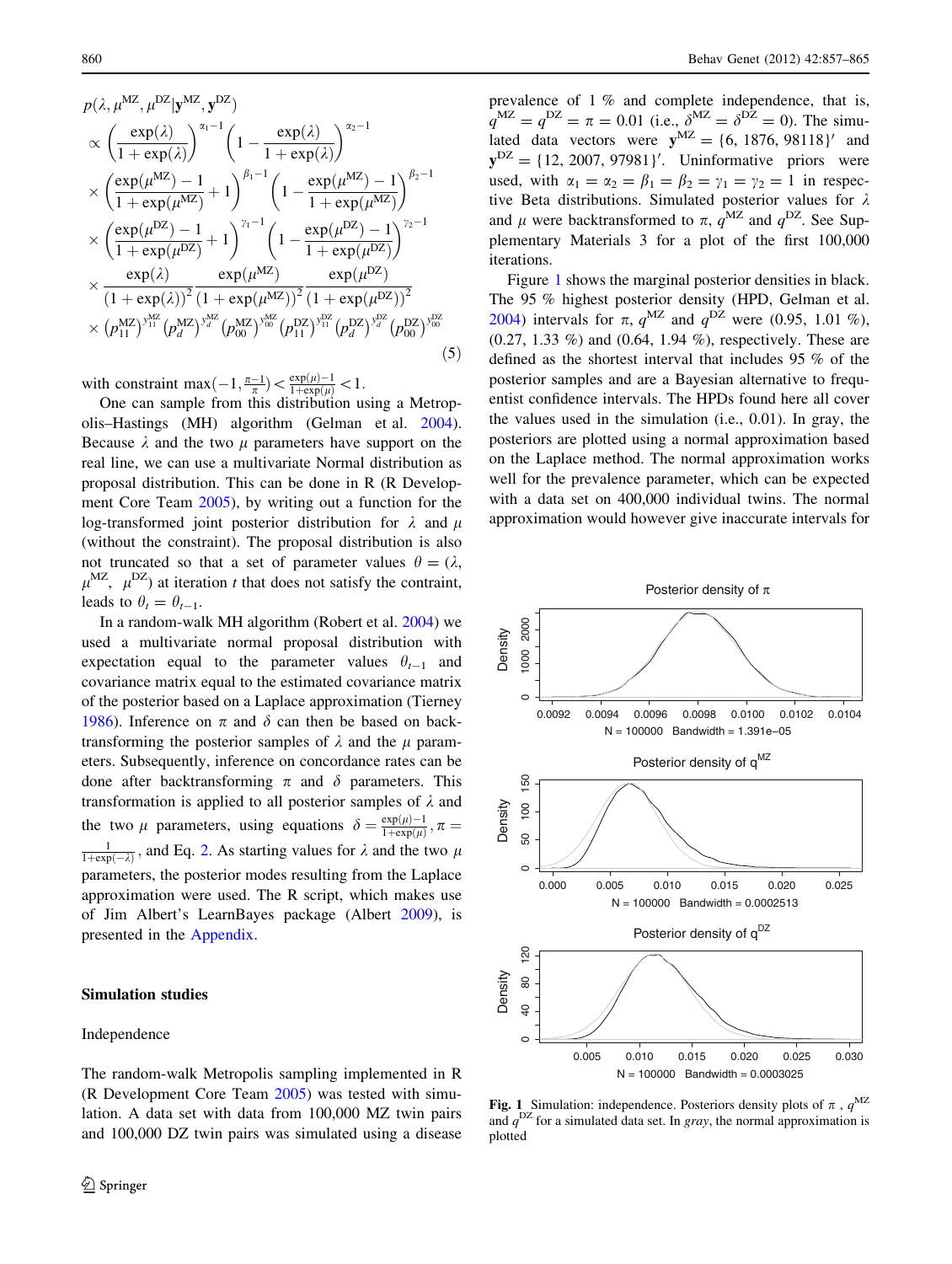$$
\begin{aligned}
&p(\lambda, \mu^{MZ}, \mu^{DZ} | \mathbf{y}^{MZ}, \mathbf{y}^{DZ}) \\
&\propto \left(\frac{\exp(\lambda)}{1+\exp(\lambda)}\right)^{\alpha_1 - 1} \left(1 - \frac{\exp(\lambda)}{1+\exp(\lambda)}\right)^{\alpha_2 - 1} \\
&\times \left(\frac{\exp(\mu^{MZ}) - 1}{1+\exp(\mu^{MZ})} + 1\right)^{\beta_1 - 1} \left(1 - \frac{\exp(\mu^{MZ}) - 1}{1+\exp(\mu^{MZ})}\right)^{\beta_2 - 1} \\
&\times \left(\frac{\exp(\mu^{DZ}) - 1}{1+\exp(\mu^{DZ})} + 1\right)^{\gamma_1 - 1} \left(1 - \frac{\exp(\mu^{DZ}) - 1}{1+\exp(\mu^{DZ})}\right)^{\gamma_2 - 1} \\
&\times \frac{\exp(\lambda)}{(1+\exp(\lambda))^2} \frac{\exp(\mu^{MZ})}{(1+\exp(\mu^{MZ}))^2} \frac{\exp(\mu^{DZ})}{(1+\exp(\mu^{DZ}))^2} \\
&\times \left(p_{11}^{MZ}\right)^{y_{11}^{MZ}} \left(p_d^{MZ}\right)^{y_d^{MZ}} \left(p_{00}^{MZ}\right)^{y_{00}^{MZ}} \left(p_{11}^{DZ}\right)^{y_{11}^{DZ}} \left(p_d^{DZ}\right)^{y_d^{DZ}} \left(p_{00}^{DZ}\right)^{y_{00}^{DZ}}
\end{aligned}
\tag{5}
$$

with constraint $\max(-1, \frac{\pi-1}{\pi}) < \frac{\exp(\mu)-1}{1+\exp(\mu)} < 1$.

One can sample from this distribution using a Metropolis–Hastings (MH) algorithm (Gelman et al. 2004). Because $\lambda$ and the two $\mu$ parameters have support on the real line, we can use a multivariate Normal distribution as proposal distribution. This can be done in R (R Development Core Team 2005), by writing out a function for the log-transformed joint posterior distribution for $\lambda$ and $\mu$ (without the constraint). The proposal distribution is also not truncated so that a set of parameter values $\theta = (\lambda, \mu^{MZ}, \mu^{DZ})$ at iteration $t$ that does not satisfy the contraint, leads to $\theta_t = \theta_{t-1}$.

In a random-walk MH algorithm (Robert et al. 2004) we used a multivariate normal proposal distribution with expectation equal to the parameter values $\theta_{t-1}$ and covariance matrix equal to the estimated covariance matrix of the posterior based on a Laplace approximation (Tierney 1986). Inference on $\pi$ and $\delta$ can then be based on back-transforming the posterior samples of $\lambda$ and the $\mu$ parameters. Subsequently, inference on concordance rates can be done after backtransforming $\pi$ and $\delta$ parameters. This transformation is applied to all posterior samples of $\lambda$ and the two $\mu$ parameters, using equations $\delta = \frac{\exp(\mu)-1}{1+\exp(\mu)}$, $\pi = \frac{1}{1+\exp(-\lambda)}$, and Eq. 2. As starting values for $\lambda$ and the two $\mu$ parameters, the posterior modes resulting from the Laplace approximation were used. The R script, which makes use of Jim Albert's LearnBayes package (Albert 2009), is presented in the Appendix.

## Simulation studies

### Independence

The random-walk Metropolis sampling implemented in R (R Development Core Team 2005) was tested with simulation. A data set with data from 100,000 MZ twin pairs and 100,000 DZ twin pairs was simulated using a disease prevalence of 1 % and complete independence, that is, $q^{MZ} = q^{DZ} = \pi = 0.01$ (i.e., $\delta^{MZ} = \delta^{DZ} = 0$). The simulated data vectors were $\mathbf{y}^{MZ} = \{6, 1876, 98118\}'$ and $\mathbf{y}^{DZ} = \{12, 2007, 97981\}'$. Uninformative priors were used, with $\alpha_1 = \alpha_2 = \beta_1 = \beta_2 = \gamma_1 = \gamma_2 = 1$ in respective Beta distributions. Simulated posterior values for $\lambda$ and $\mu$ were backtransformed to $\pi$, $q^{MZ}$ and $q^{DZ}$. See Supplementary Materials 3 for a plot of the first 100,000 iterations.

Figure 1 shows the marginal posterior densities in black. The 95 % highest posterior density (HPD, Gelman et al. 2004) intervals for $\pi$, $q^{MZ}$ and $q^{DZ}$ were (0.95, 1.01 %), (0.27, 1.33 %) and (0.64, 1.94 %), respectively. These are defined as the shortest interval that includes 95 % of the posterior samples and are a Bayesian alternative to frequentist confidence intervals. The HPDs found here all cover the values used in the simulation (i.e., 0.01). In gray, the posteriors are plotted using a normal approximation based on the Laplace method. The normal approximation works well for the prevalence parameter, which can be expected with a data set on 400,000 individual twins. The normal approximation would however give inaccurate intervals for

**Fig. 1** Simulation: independence. Posteriors density plots of $\pi$, $q^{MZ}$ and $q^{DZ}$ for a simulated data set. In *gray*, the normal approximation is plotted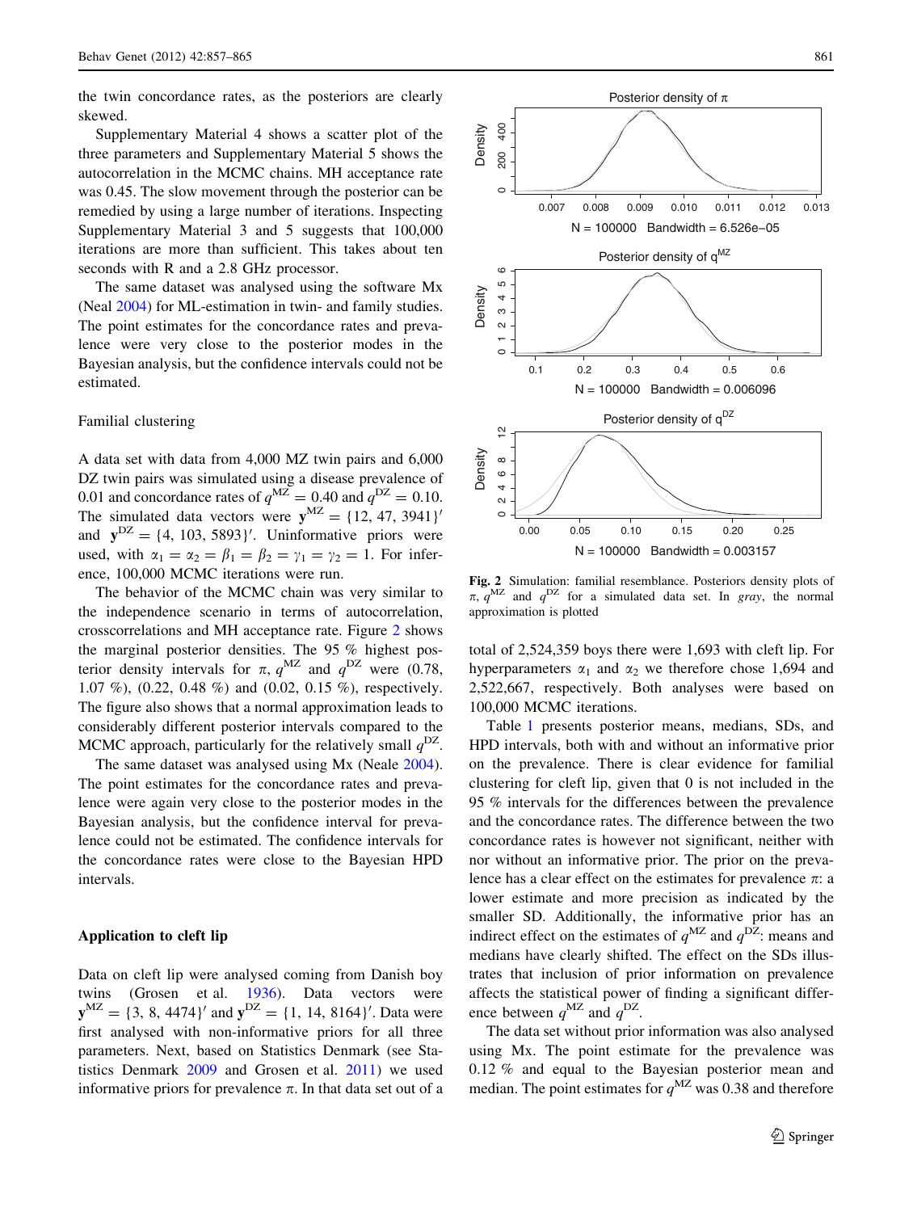the twin concordance rates, as the posteriors are clearly skewed.

Supplementary Material 4 shows a scatter plot of the three parameters and Supplementary Material 5 shows the autocorrelation in the MCMC chains. MH acceptance rate was 0.45. The slow movement through the posterior can be remedied by using a large number of iterations. Inspecting Supplementary Material 3 and 5 suggests that 100,000 iterations are more than sufficient. This takes about ten seconds with R and a 2.8 GHz processor.

The same dataset was analysed using the software Mx (Neal 2004) for ML-estimation in twin- and family studies. The point estimates for the concordance rates and prevalence were very close to the posterior modes in the Bayesian analysis, but the confidence intervals could not be estimated.

### Familial clustering

A data set with data from 4,000 MZ twin pairs and 6,000 DZ twin pairs was simulated using a disease prevalence of 0.01 and concordance rates of $q^{MZ} = 0.40$ and $q^{DZ} = 0.10$. The simulated data vectors were $\mathbf{y}^{MZ} = \{12, 47, 3941\}'$ and $\mathbf{y}^{DZ} = \{4, 103, 5893\}'$. Uninformative priors were used, with $\alpha_1 = \alpha_2 = \beta_1 = \beta_2 = \gamma_1 = \gamma_2 = 1$. For inference, 100,000 MCMC iterations were run.

The behavior of the MCMC chain was very similar to the independence scenario in terms of autocorrelation, crosscorrelations and MH acceptance rate. Figure 2 shows the marginal posterior densities. The 95 % highest posterior density intervals for $\pi$, $q^{MZ}$ and $q^{DZ}$ were (0.78, 1.07 %), (0.22, 0.48 %) and (0.02, 0.15 %), respectively. The figure also shows that a normal approximation leads to considerably different posterior intervals compared to the MCMC approach, particularly for the relatively small $q^{DZ}$.

The same dataset was analysed using Mx (Neale 2004). The point estimates for the concordance rates and prevalence were again very close to the posterior modes in the Bayesian analysis, but the confidence interval for prevalence could not be estimated. The confidence intervals for the concordance rates were close to the Bayesian HPD intervals.

**Fig. 2** Simulation: familial resemblance. Posteriors density plots of $\pi$, $q^{MZ}$ and $q^{DZ}$ for a simulated data set. In *gray*, the normal approximation is plotted

## Application to cleft lip

Data on cleft lip were analysed coming from Danish boy twins (Grosen et al. 1936). Data vectors were $\mathbf{y}^{MZ} = \{3, 8, 4474\}'$ and $\mathbf{y}^{DZ} = \{1, 14, 8164\}'$. Data were first analysed with non-informative priors for all three parameters. Next, based on Statistics Denmark (see Statistics Denmark 2009 and Grosen et al. 2011) we used informative priors for prevalence $\pi$. In that data set out of a total of 2,524,359 boys there were 1,693 with cleft lip. For hyperparameters $\alpha_1$ and $\alpha_2$ we therefore chose 1,694 and 2,522,667, respectively. Both analyses were based on 100,000 MCMC iterations.

Table 1 presents posterior means, medians, SDs, and HPD intervals, both with and without an informative prior on the prevalence. There is clear evidence for familial clustering for cleft lip, given that 0 is not included in the 95 % intervals for the differences between the prevalence and the concordance rates. The difference between the two concordance rates is however not significant, neither with nor without an informative prior. The prior on the prevalence has a clear effect on the estimates for prevalence $\pi$: a lower estimate and more precision as indicated by the smaller SD. Additionally, the informative prior has an indirect effect on the estimates of $q^{MZ}$ and $q^{DZ}$: means and medians have clearly shifted. The effect on the SDs illustrates that inclusion of prior information on prevalence affects the statistical power of finding a significant difference between $q^{MZ}$ and $q^{DZ}$.

The data set without prior information was also analysed using Mx. The point estimate for the prevalence was 0.12 % and equal to the Bayesian posterior mean and median. The point estimates for $q^{MZ}$ was 0.38 and therefore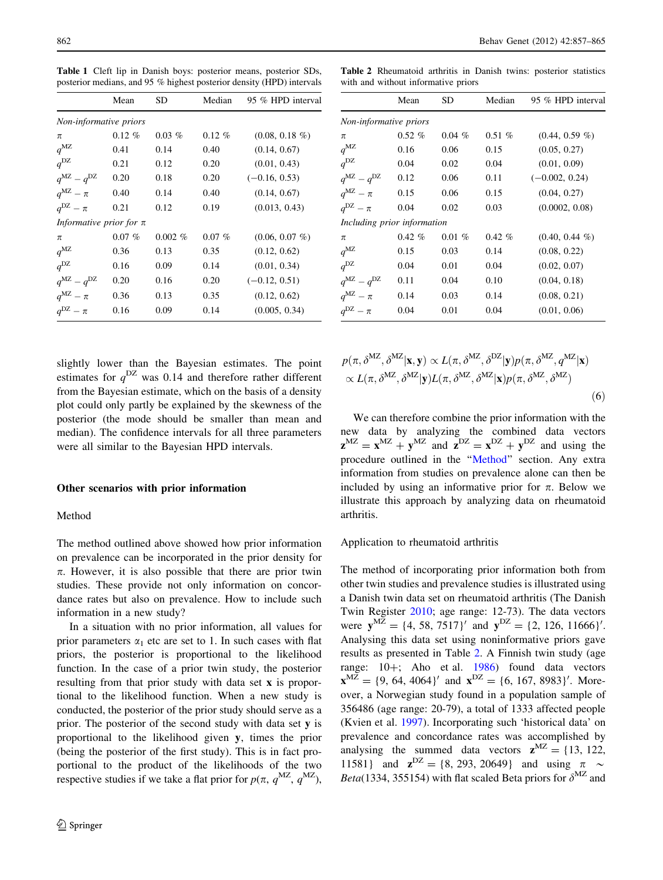**Table 1** Cleft lip in Danish boys: posterior means, posterior SDs, posterior medians, and 95 % highest posterior density (HPD) intervals

| | Mean | SD | Median | 95 % HPD interval |
|---|---|---|---|---|
| *Non-informative priors* | | | | |
| $\pi$ | 0.12 % | 0.03 % | 0.12 % | (0.08, 0.18 %) |
| $q^{\mathrm{MZ}}$ | 0.41 | 0.14 | 0.40 | (0.14, 0.67) |
| $q^{\mathrm{DZ}}$ | 0.21 | 0.12 | 0.20 | (0.01, 0.43) |
| $q^{\mathrm{MZ}} - q^{\mathrm{DZ}}$ | 0.20 | 0.18 | 0.20 | (−0.16, 0.53) |
| $q^{\mathrm{MZ}} - \pi$ | 0.40 | 0.14 | 0.40 | (0.14, 0.67) |
| $q^{\mathrm{DZ}} - \pi$ | 0.21 | 0.12 | 0.19 | (0.013, 0.43) |
| *Informative prior for* $\pi$ | | | | |
| $\pi$ | 0.07 % | 0.002 % | 0.07 % | (0.06, 0.07 %) |
| $q^{\mathrm{MZ}}$ | 0.36 | 0.13 | 0.35 | (0.12, 0.62) |
| $q^{\mathrm{DZ}}$ | 0.16 | 0.09 | 0.14 | (0.01, 0.34) |
| $q^{\mathrm{MZ}} - q^{\mathrm{DZ}}$ | 0.20 | 0.16 | 0.20 | (−0.12, 0.51) |
| $q^{\mathrm{MZ}} - \pi$ | 0.36 | 0.13 | 0.35 | (0.12, 0.62) |
| $q^{\mathrm{DZ}} - \pi$ | 0.16 | 0.09 | 0.14 | (0.005, 0.34) |

**Table 2** Rheumatoid arthritis in Danish twins: posterior statistics with and without informative priors

| | Mean | SD | Median | 95 % HPD interval |
|---|---|---|---|---|
| *Non-informative priors* | | | | |
| $\pi$ | 0.52 % | 0.04 % | 0.51 % | (0.44, 0.59 %) |
| $q^{\mathrm{MZ}}$ | 0.16 | 0.06 | 0.15 | (0.05, 0.27) |
| $q^{\mathrm{DZ}}$ | 0.04 | 0.02 | 0.04 | (0.01, 0.09) |
| $q^{\mathrm{MZ}} - q^{\mathrm{DZ}}$ | 0.12 | 0.06 | 0.11 | (−0.002, 0.24) |
| $q^{\mathrm{MZ}} - \pi$ | 0.15 | 0.06 | 0.15 | (0.04, 0.27) |
| $q^{\mathrm{DZ}} - \pi$ | 0.04 | 0.02 | 0.03 | (0.0002, 0.08) |
| *Including prior information* | | | | |
| $\pi$ | 0.42 % | 0.01 % | 0.42 % | (0.40, 0.44 %) |
| $q^{\mathrm{MZ}}$ | 0.15 | 0.03 | 0.14 | (0.08, 0.22) |
| $q^{\mathrm{DZ}}$ | 0.04 | 0.01 | 0.04 | (0.02, 0.07) |
| $q^{\mathrm{MZ}} - q^{\mathrm{DZ}}$ | 0.11 | 0.04 | 0.10 | (0.04, 0.18) |
| $q^{\mathrm{MZ}} - \pi$ | 0.14 | 0.03 | 0.14 | (0.08, 0.21) |
| $q^{\mathrm{DZ}} - \pi$ | 0.04 | 0.01 | 0.04 | (0.01, 0.06) |

slightly lower than the Bayesian estimates. The point estimates for $q^{\mathrm{DZ}}$ was 0.14 and therefore rather different from the Bayesian estimate, which on the basis of a density plot could only partly be explained by the skewness of the posterior (the mode should be smaller than mean and median). The confidence intervals for all three parameters were all similar to the Bayesian HPD intervals.

### Other scenarios with prior information

#### Method

The method outlined above showed how prior information on prevalence can be incorporated in the prior density for $\pi$. However, it is also possible that there are prior twin studies. These provide not only information on concordance rates but also on prevalence. How to include such information in a new study?

In a situation with no prior information, all values for prior parameters $\alpha_1$ etc are set to 1. In such cases with flat priors, the posterior is proportional to the likelihood function. In the case of a prior twin study, the posterior resulting from that prior study with data set $\mathbf{x}$ is proportional to the likelihood function. When a new study is conducted, the posterior of the prior study should serve as a prior. The posterior of the second study with data set $\mathbf{y}$ is proportional to the likelihood given $\mathbf{y}$, times the prior (being the posterior of the first study). This is in fact proportional to the product of the likelihoods of the two respective studies if we take a flat prior for $p(\pi, q^{\mathrm{MZ}}, q^{\mathrm{MZ}})$,

$$
\begin{aligned}
p(\pi, \delta^{\mathrm{MZ}}, \delta^{\mathrm{MZ}}|\mathbf{x}, \mathbf{y}) &\propto L(\pi, \delta^{\mathrm{MZ}}, \delta^{\mathrm{DZ}}|\mathbf{y}) p(\pi, \delta^{\mathrm{MZ}}, q^{\mathrm{MZ}}|\mathbf{x}) \\
&\propto L(\pi, \delta^{\mathrm{MZ}}, \delta^{\mathrm{MZ}}|\mathbf{y}) L(\pi, \delta^{\mathrm{MZ}}, \delta^{\mathrm{MZ}}|\mathbf{x}) p(\pi, \delta^{\mathrm{MZ}}, \delta^{\mathrm{MZ}})
\end{aligned} \tag{6}
$$

We can therefore combine the prior information with the new data by analyzing the combined data vectors $\mathbf{z}^{\mathrm{MZ}} = \mathbf{x}^{\mathrm{MZ}} + \mathbf{y}^{\mathrm{MZ}}$ and $\mathbf{z}^{\mathrm{DZ}} = \mathbf{x}^{\mathrm{DZ}} + \mathbf{y}^{\mathrm{DZ}}$ and using the procedure outlined in the "Method" section. Any extra information from studies on prevalence alone can then be included by using an informative prior for $\pi$. Below we illustrate this approach by analyzing data on rheumatoid arthritis.

#### Application to rheumatoid arthritis

The method of incorporating prior information both from other twin studies and prevalence studies is illustrated using a Danish twin data set on rheumatoid arthritis (The Danish Twin Register 2010; age range: 12-73). The data vectors were $\mathbf{y}^{\mathrm{MZ}} = \{4, 58, 7517\}'$ and $\mathbf{y}^{\mathrm{DZ}} = \{2, 126, 11666\}'$. Analysing this data set using noninformative priors gave results as presented in Table 2. A Finnish twin study (age range: 10+; Aho et al. 1986) found data vectors $\mathbf{x}^{\mathrm{MZ}} = \{9, 64, 4064\}'$ and $\mathbf{x}^{\mathrm{DZ}} = \{6, 167, 8983\}'$. Moreover, a Norwegian study found in a population sample of 356486 (age range: 20-79), a total of 1333 affected people (Kvien et al. 1997). Incorporating such 'historical data' on prevalence and concordance rates was accomplished by analysing the summed data vectors $\mathbf{z}^{\mathrm{MZ}} = \{13, 122, 11581\}$ and $\mathbf{z}^{\mathrm{DZ}} = \{8, 293, 20649\}$ and using $\pi \sim Beta(1334, 355154)$ with flat scaled Beta priors for $\delta^{\mathrm{MZ}}$ and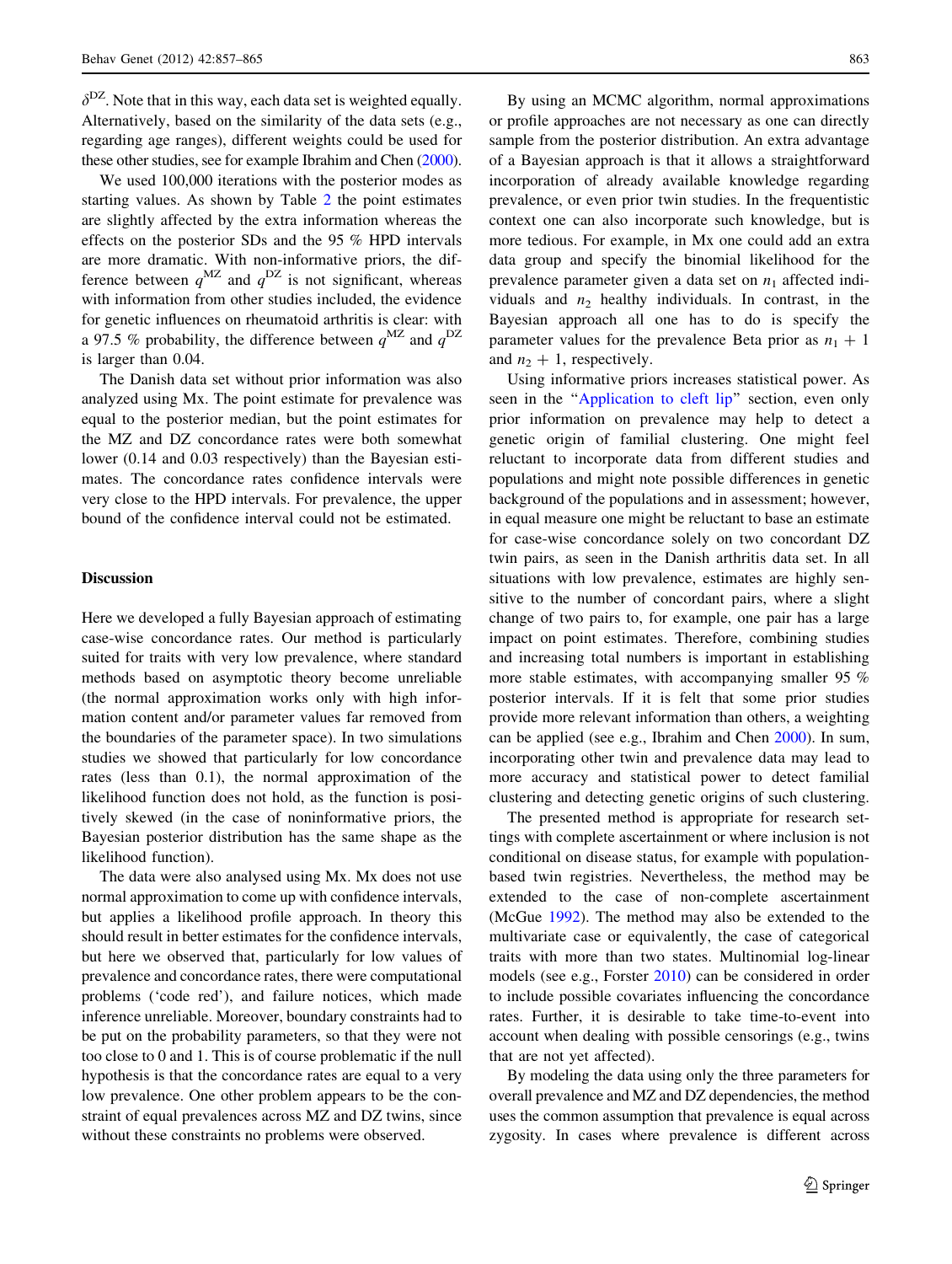$\delta^{DZ}$. Note that in this way, each data set is weighted equally. Alternatively, based on the similarity of the data sets (e.g., regarding age ranges), different weights could be used for these other studies, see for example Ibrahim and Chen (2000).

We used 100,000 iterations with the posterior modes as starting values. As shown by Table 2 the point estimates are slightly affected by the extra information whereas the effects on the posterior SDs and the 95 % HPD intervals are more dramatic. With non-informative priors, the difference between $q^{MZ}$ and $q^{DZ}$ is not significant, whereas with information from other studies included, the evidence for genetic influences on rheumatoid arthritis is clear: with a 97.5 % probability, the difference between $q^{MZ}$ and $q^{DZ}$ is larger than 0.04.

The Danish data set without prior information was also analyzed using Mx. The point estimate for prevalence was equal to the posterior median, but the point estimates for the MZ and DZ concordance rates were both somewhat lower (0.14 and 0.03 respectively) than the Bayesian estimates. The concordance rates confidence intervals were very close to the HPD intervals. For prevalence, the upper bound of the confidence interval could not be estimated.

## Discussion

Here we developed a fully Bayesian approach of estimating case-wise concordance rates. Our method is particularly suited for traits with very low prevalence, where standard methods based on asymptotic theory become unreliable (the normal approximation works only with high information content and/or parameter values far removed from the boundaries of the parameter space). In two simulations studies we showed that particularly for low concordance rates (less than 0.1), the normal approximation of the likelihood function does not hold, as the function is positively skewed (in the case of noninformative priors, the Bayesian posterior distribution has the same shape as the likelihood function).

The data were also analysed using Mx. Mx does not use normal approximation to come up with confidence intervals, but applies a likelihood profile approach. In theory this should result in better estimates for the confidence intervals, but here we observed that, particularly for low values of prevalence and concordance rates, there were computational problems ('code red'), and failure notices, which made inference unreliable. Moreover, boundary constraints had to be put on the probability parameters, so that they were not too close to 0 and 1. This is of course problematic if the null hypothesis is that the concordance rates are equal to a very low prevalence. One other problem appears to be the constraint of equal prevalences across MZ and DZ twins, since without these constraints no problems were observed.

By using an MCMC algorithm, normal approximations or profile approaches are not necessary as one can directly sample from the posterior distribution. An extra advantage of a Bayesian approach is that it allows a straightforward incorporation of already available knowledge regarding prevalence, or even prior twin studies. In the frequentistic context one can also incorporate such knowledge, but is more tedious. For example, in Mx one could add an extra data group and specify the binomial likelihood for the prevalence parameter given a data set on $n_1$ affected individuals and $n_2$ healthy individuals. In contrast, in the Bayesian approach all one has to do is specify the parameter values for the prevalence Beta prior as $n_1 + 1$ and $n_2 + 1$, respectively.

Using informative priors increases statistical power. As seen in the "Application to cleft lip" section, even only prior information on prevalence may help to detect a genetic origin of familial clustering. One might feel reluctant to incorporate data from different studies and populations and might note possible differences in genetic background of the populations and in assessment; however, in equal measure one might be reluctant to base an estimate for case-wise concordance solely on two concordant DZ twin pairs, as seen in the Danish arthritis data set. In all situations with low prevalence, estimates are highly sensitive to the number of concordant pairs, where a slight change of two pairs to, for example, one pair has a large impact on point estimates. Therefore, combining studies and increasing total numbers is important in establishing more stable estimates, with accompanying smaller 95 % posterior intervals. If it is felt that some prior studies provide more relevant information than others, a weighting can be applied (see e.g., Ibrahim and Chen 2000). In sum, incorporating other twin and prevalence data may lead to more accuracy and statistical power to detect familial clustering and detecting genetic origins of such clustering.

The presented method is appropriate for research settings with complete ascertainment or where inclusion is not conditional on disease status, for example with population-based twin registries. Nevertheless, the method may be extended to the case of non-complete ascertainment (McGue 1992). The method may also be extended to the multivariate case or equivalently, the case of categorical traits with more than two states. Multinomial log-linear models (see e.g., Forster 2010) can be considered in order to include possible covariates influencing the concordance rates. Further, it is desirable to take time-to-event into account when dealing with possible censorings (e.g., twins that are not yet affected).

By modeling the data using only the three parameters for overall prevalence and MZ and DZ dependencies, the method uses the common assumption that prevalence is equal across zygosity. In cases where prevalence is different across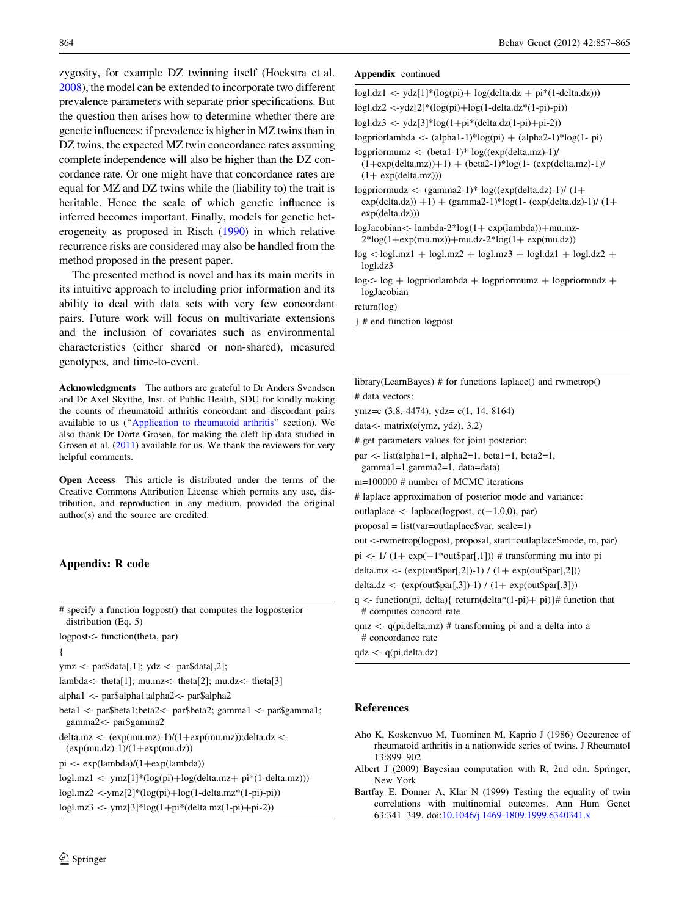zygosity, for example DZ twinning itself (Hoekstra et al. 2008), the model can be extended to incorporate two different prevalence parameters with separate prior specifications. But the question then arises how to determine whether there are genetic influences: if prevalence is higher in MZ twins than in DZ twins, the expected MZ twin concordance rates assuming complete independence will also be higher than the DZ concordance rate. Or one might have that concordance rates are equal for MZ and DZ twins while the (liability to) the trait is heritable. Hence the scale of which genetic influence is inferred becomes important. Finally, models for genetic heterogeneity as proposed in Risch (1990) in which relative recurrence risks are considered may also be handled from the method proposed in the present paper.

The presented method is novel and has its main merits in its intuitive approach to including prior information and its ability to deal with data sets with very few concordant pairs. Future work will focus on multivariate extensions and the inclusion of covariates such as environmental characteristics (either shared or non-shared), measured genotypes, and time-to-event.

**Acknowledgments** The authors are grateful to Dr Anders Svendsen and Dr Axel Skytthe, Inst. of Public Health, SDU for kindly making the counts of rheumatoid arthritis concordant and discordant pairs available to us ("Application to rheumatoid arthritis" section). We also thank Dr Dorte Grosen, for making the cleft lip data studied in Grosen et al. (2011) available for us. We thank the reviewers for very helpful comments.

**Open Access** This article is distributed under the terms of the Creative Commons Attribution License which permits any use, distribution, and reproduction in any medium, provided the original author(s) and the source are credited.

## Appendix: R code

```
# specify a function logpost() that computes the logposterior
  distribution (Eq. 5)
logpost<- function(theta, par)
{
ymz <- par$data[,1]; ydz <- par$data[,2];
lambda<- theta[1]; mu.mz<- theta[2]; mu.dz<- theta[3]
alpha1 <- par$alpha1;alpha2<- par$alpha2
beta1 <- par$beta1;beta2<- par$beta2; gamma1 <- par$gamma1;
  gamma2<- par$gamma2
delta.mz <- (exp(mu.mz)-1)/(1+exp(mu.mz));delta.dz <-
  (exp(mu.dz)-1)/(1+exp(mu.dz))
pi <- exp(lambda)/(1+exp(lambda))
logl.mz1 <- ymz[1]*(log(pi)+log(delta.mz+ pi*(1-delta.mz)))
logl.mz2 <-ymz[2]*(log(pi)+log(1-delta.mz*(1-pi)-pi))
logl.mz3 <- ymz[3]*log(1+pi*(delta.mz(1-pi)+pi-2))
```

**Appendix** continued

```
logl.dz1 <- ydz[1]*(log(pi)+ log(delta.dz + pi*(1-delta.dz)))
logl.dz2 <-ydz[2]*(log(pi)+log(1-delta.dz*(1-pi)-pi))
logl.dz3 <- ydz[3]*log(1+pi*(delta.dz(1-pi)+pi-2))
logpriorlambda <- (alpha1-1)*log(pi) + (alpha2-1)*log(1- pi)
logpriormumz <- (beta1-1)* log((exp(delta.mz)-1)/
  (1+exp(delta.mz))+1) + (beta2-1)*log(1- (exp(delta.mz)-1)/
  (1+ exp(delta.mz)))
logpriormudz <- (gamma2-1)* log((exp(delta.dz)-1)/ (1+
  exp(delta.dz)) +1) + (gamma2-1)*log(1- (exp(delta.dz)-1)/ (1+
  exp(delta.dz)))
logJacobian<- lambda-2*log(1+ exp(lambda))+mu.mz-
  2*log(1+exp(mu.mz))+mu.dz-2*log(1+ exp(mu.dz))
log <-logl.mz1 + logl.mz2 + logl.mz3 + logl.dz1 + logl.dz2 +
  logl.dz3
log<- log + logpriorlambda + logpriormumz + logpriormudz +
  logJacobian
return(log)
} # end function logpost
```

```
library(LearnBayes) # for functions laplace() and rwmetrop()
# data vectors:
ymz=c (3,8, 4474), ydz= c(1, 14, 8164)
data<- matrix(c(ymz, ydz), 3,2)
# get parameters values for joint posterior:
par <- list(alpha1=1, alpha2=1, beta1=1, beta2=1,
  gamma1=1,gamma2=1, data=data)
m=100000 # number of MCMC iterations
# laplace approximation of posterior mode and variance:
outlaplace <- laplace(logpost, c(-1,0,0), par)
proposal = list(var=outlaplace$var, scale=1)
out <-rwmetrop(logpost, proposal, start=outlaplace$mode, m, par)
pi <- 1/ (1+ exp(-1*out$par[,1])) # transforming mu into pi
delta.mz <- (exp(out$par[,2])-1) / (1+ exp(out$par[,2]))
delta.dz <- (exp(out$par[,3])-1) / (1+ exp(out$par[,3]))
q <- function(pi, delta){ return(delta*(1-pi)+ pi)}# function that
  # computes concord rate
qmz <- q(pi,delta.mz) # transforming pi and a delta into a
  # concordance rate
qdz <- q(pi,delta.dz)
```

## References

Aho K, Koskenvuo M, Tuominen M, Kaprio J (1986) Occurence of rheumatoid arthritis in a nationwide series of twins. J Rheumatol 13:899–902

Albert J (2009) Bayesian computation with R, 2nd edn. Springer, New York

Bartfay E, Donner A, Klar N (1999) Testing the equality of twin correlations with multinomial outcomes. Ann Hum Genet 63:341–349. doi:10.1046/j.1469-1809.1999.6340341.x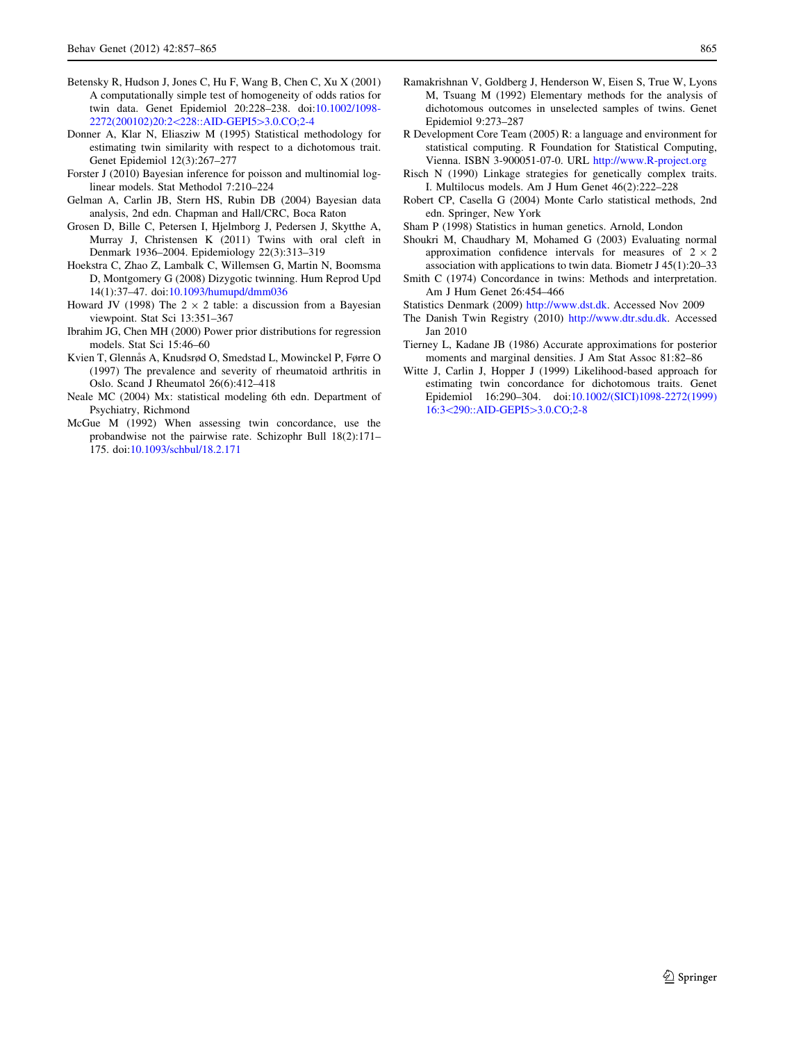Betensky R, Hudson J, Jones C, Hu F, Wang B, Chen C, Xu X (2001) A computationally simple test of homogeneity of odds ratios for twin data. Genet Epidemiol 20:228–238. doi:10.1002/1098-2272(200102)20:2<228::AID-GEPI5>3.0.CO;2-4

Donner A, Klar N, Eliasziw M (1995) Statistical methodology for estimating twin similarity with respect to a dichotomous trait. Genet Epidemiol 12(3):267–277

Forster J (2010) Bayesian inference for poisson and multinomial log-linear models. Stat Methodol 7:210–224

Gelman A, Carlin JB, Stern HS, Rubin DB (2004) Bayesian data analysis, 2nd edn. Chapman and Hall/CRC, Boca Raton

Grosen D, Bille C, Petersen I, Hjelmborg J, Pedersen J, Skytthe A, Murray J, Christensen K (2011) Twins with oral cleft in Denmark 1936–2004. Epidemiology 22(3):313–319

Hoekstra C, Zhao Z, Lambalk C, Willemsen G, Martin N, Boomsma D, Montgomery G (2008) Dizygotic twinning. Hum Reprod Upd 14(1):37–47. doi:10.1093/humupd/dmm036

Howard JV (1998) The 2 × 2 table: a discussion from a Bayesian viewpoint. Stat Sci 13:351–367

Ibrahim JG, Chen MH (2000) Power prior distributions for regression models. Stat Sci 15:46–60

Kvien T, Glennås A, Knudsrød O, Smedstad L, Mowinckel P, Førre O (1997) The prevalence and severity of rheumatoid arthritis in Oslo. Scand J Rheumatol 26(6):412–418

Neale MC (2004) Mx: statistical modeling 6th edn. Department of Psychiatry, Richmond

McGue M (1992) When assessing twin concordance, use the probandwise not the pairwise rate. Schizophr Bull 18(2):171–175. doi:10.1093/schbul/18.2.171

Ramakrishnan V, Goldberg J, Henderson W, Eisen S, True W, Lyons M, Tsuang M (1992) Elementary methods for the analysis of dichotomous outcomes in unselected samples of twins. Genet Epidemiol 9:273–287

R Development Core Team (2005) R: a language and environment for statistical computing. R Foundation for Statistical Computing, Vienna. ISBN 3-900051-07-0. URL http://www.R-project.org

Risch N (1990) Linkage strategies for genetically complex traits. I. Multilocus models. Am J Hum Genet 46(2):222–228

Robert CP, Casella G (2004) Monte Carlo statistical methods, 2nd edn. Springer, New York

Sham P (1998) Statistics in human genetics. Arnold, London

Shoukri M, Chaudhary M, Mohamed G (2003) Evaluating normal approximation confidence intervals for measures of 2 × 2 association with applications to twin data. Biometr J 45(1):20–33

Smith C (1974) Concordance in twins: Methods and interpretation. Am J Hum Genet 26:454–466

Statistics Denmark (2009) http://www.dst.dk. Accessed Nov 2009

The Danish Twin Registry (2010) http://www.dtr.sdu.dk. Accessed Jan 2010

Tierney L, Kadane JB (1986) Accurate approximations for posterior moments and marginal densities. J Am Stat Assoc 81:82–86

Witte J, Carlin J, Hopper J (1999) Likelihood-based approach for estimating twin concordance for dichotomous traits. Genet Epidemiol 16:290–304. doi:10.1002/(SICI)1098-2272(1999)16:3<290::AID-GEPI5>3.0.CO;2-8